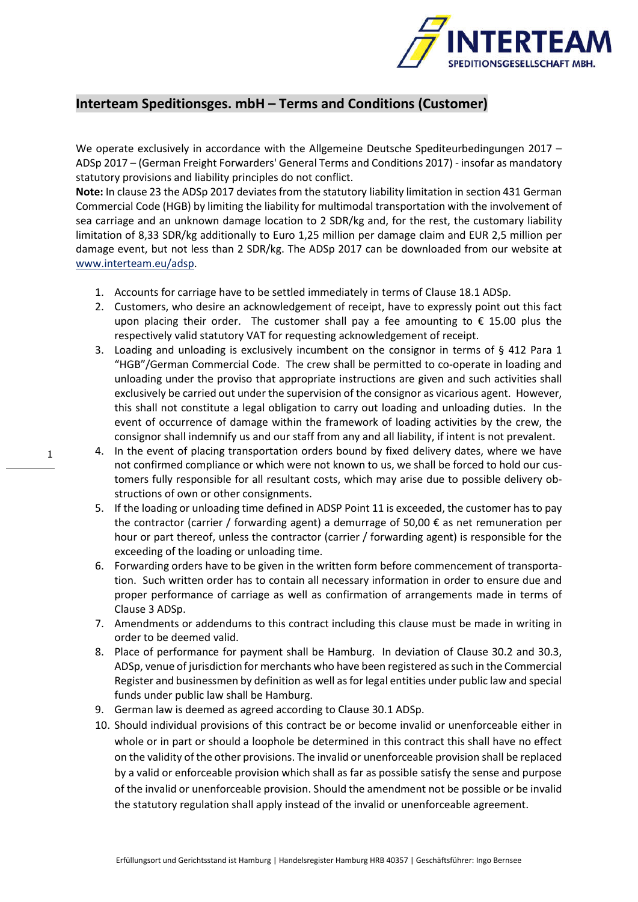## Interteam Speditionsges. mbH – Terms and Conditions (Customer)

We operate exclusively in accordance with the Allgemeine Deutsche Spediteurbedingungen 2017 – ADSp 2017 – (German Freight Forwarders' General Terms and Conditions 2017) - insofar as mandatory statutory provisions and liability principles do not conflict.

**Note:** In clause 23 the ADSp 2017 deviates from the statutory liability limitation in section 431 German Commercial Code (HGB) by limiting the liability for multimodal transportation with the involvement of sea carriage and an unknown damage location to 2 SDR/kg and, for the rest, the customary liability limitation of 8,33 SDR/kg additionally to Euro 1,25 million per damage claim and EUR 2,5 million per damage event, but not less than 2 SDR/kg. The ADSp 2017 can be downloaded from our website at www.interteam.eu/adsp.

1. Accounts for carriage have to be settled immediately in terms of Clause 18.1 ADSp.
2. Customers, who desire an acknowledgement of receipt, have to expressly point out this fact upon placing their order. The customer shall pay a fee amounting to € 15.00 plus the respectively valid statutory VAT for requesting acknowledgement of receipt.
3. Loading and unloading is exclusively incumbent on the consignor in terms of § 412 Para 1 "HGB"/German Commercial Code. The crew shall be permitted to co-operate in loading and unloading under the proviso that appropriate instructions are given and such activities shall exclusively be carried out under the supervision of the consignor as vicarious agent. However, this shall not constitute a legal obligation to carry out loading and unloading duties. In the event of occurrence of damage within the framework of loading activities by the crew, the consignor shall indemnify us and our staff from any and all liability, if intent is not prevalent.
4. In the event of placing transportation orders bound by fixed delivery dates, where we have not confirmed compliance or which were not known to us, we shall be forced to hold our customers fully responsible for all resultant costs, which may arise due to possible delivery obstructions of own or other consignments.
5. If the loading or unloading time defined in ADSP Point 11 is exceeded, the customer has to pay the contractor (carrier / forwarding agent) a demurrage of 50,00 € as net remuneration per hour or part thereof, unless the contractor (carrier / forwarding agent) is responsible for the exceeding of the loading or unloading time.
6. Forwarding orders have to be given in the written form before commencement of transportation. Such written order has to contain all necessary information in order to ensure due and proper performance of carriage as well as confirmation of arrangements made in terms of Clause 3 ADSp.
7. Amendments or addendums to this contract including this clause must be made in writing in order to be deemed valid.
8. Place of performance for payment shall be Hamburg. In deviation of Clause 30.2 and 30.3, ADSp, venue of jurisdiction for merchants who have been registered as such in the Commercial Register and businessmen by definition as well as for legal entities under public law and special funds under public law shall be Hamburg.
9. German law is deemed as agreed according to Clause 30.1 ADSp.
10. Should individual provisions of this contract be or become invalid or unenforceable either in whole or in part or should a loophole be determined in this contract this shall have no effect on the validity of the other provisions. The invalid or unenforceable provision shall be replaced by a valid or enforceable provision which shall as far as possible satisfy the sense and purpose of the invalid or unenforceable provision. Should the amendment not be possible or be invalid the statutory regulation shall apply instead of the invalid or unenforceable agreement.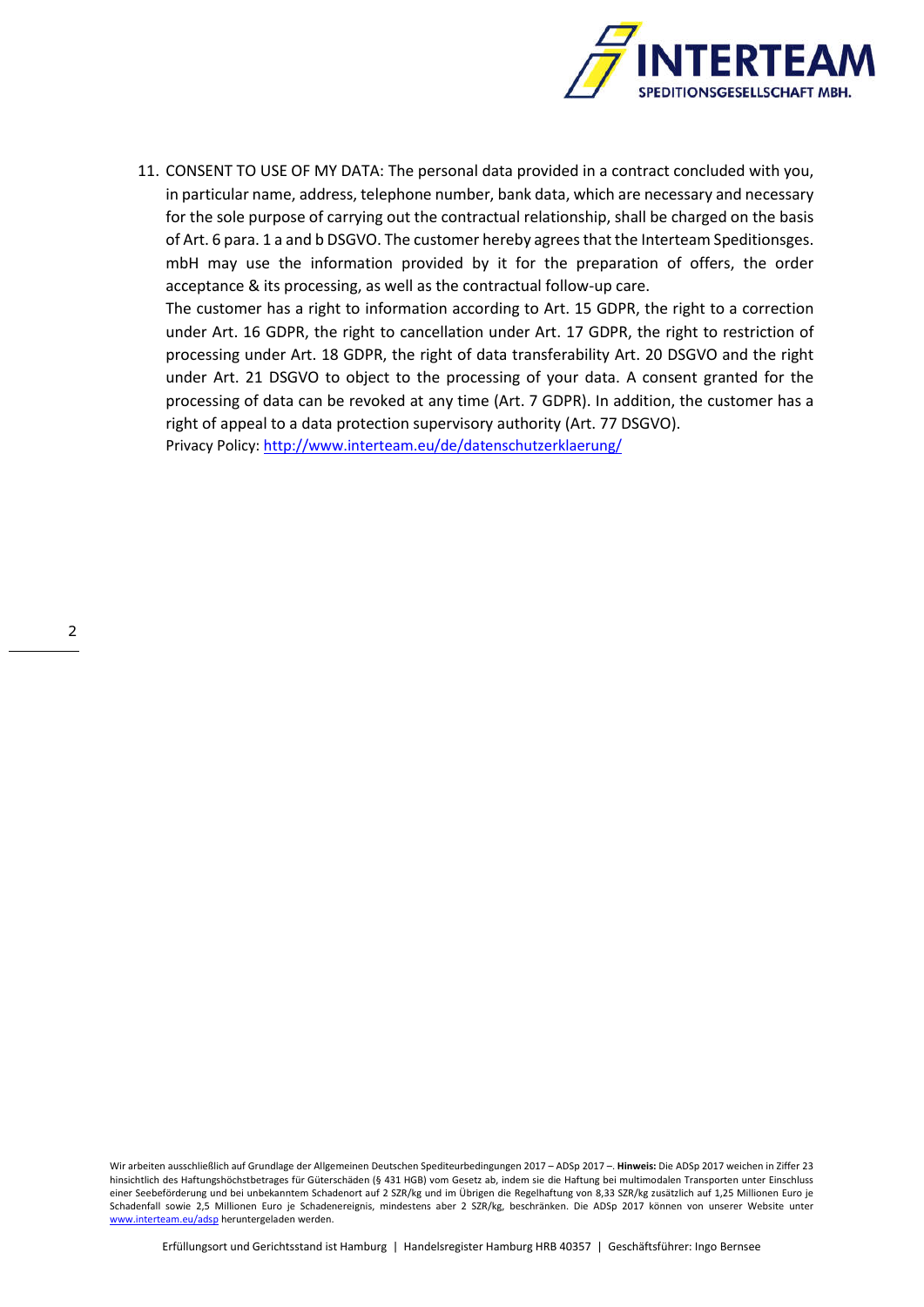11. CONSENT TO USE OF MY DATA: The personal data provided in a contract concluded with you, in particular name, address, telephone number, bank data, which are necessary and necessary for the sole purpose of carrying out the contractual relationship, shall be charged on the basis of Art. 6 para. 1 a and b DSGVO. The customer hereby agrees that the Interteam Speditionsges. mbH may use the information provided by it for the preparation of offers, the order acceptance & its processing, as well as the contractual follow-up care.
    The customer has a right to information according to Art. 15 GDPR, the right to a correction under Art. 16 GDPR, the right to cancellation under Art. 17 GDPR, the right to restriction of processing under Art. 18 GDPR, the right of data transferability Art. 20 DSGVO and the right under Art. 21 DSGVO to object to the processing of your data. A consent granted for the processing of data can be revoked at any time (Art. 7 GDPR). In addition, the customer has a right of appeal to a data protection supervisory authority (Art. 77 DSGVO).
    Privacy Policy: [http://www.interteam.eu/de/datenschutzerklaerung/](http://www.interteam.eu/de/datenschutzerklaerung/)

Wir arbeiten ausschließlich auf Grundlage der Allgemeinen Deutschen Spediteurbedingungen 2017 – ADSp 2017 –. **Hinweis:** Die ADSp 2017 weichen in Ziffer 23 hinsichtlich des Haftungshöchstbetrages für Güterschäden (§ 431 HGB) vom Gesetz ab, indem sie die Haftung bei multimodalen Transporten unter Einschluss einer Seebeförderung und bei unbekanntem Schadenort auf 2 SZR/kg und im Übrigen die Regelhaftung von 8,33 SZR/kg zusätzlich auf 1,25 Millionen Euro je Schadenfall sowie 2,5 Millionen Euro je Schadenereignis, mindestens aber 2 SZR/kg, beschränken. Die ADSp 2017 können von unserer Website unter [www.interteam.eu/adsp](http://www.interteam.eu/adsp) heruntergeladen werden.

Erfüllungsort und Gerichtsstand ist Hamburg | Handelsregister Hamburg HRB 40357 | Geschäftsführer: Ingo Bernsee